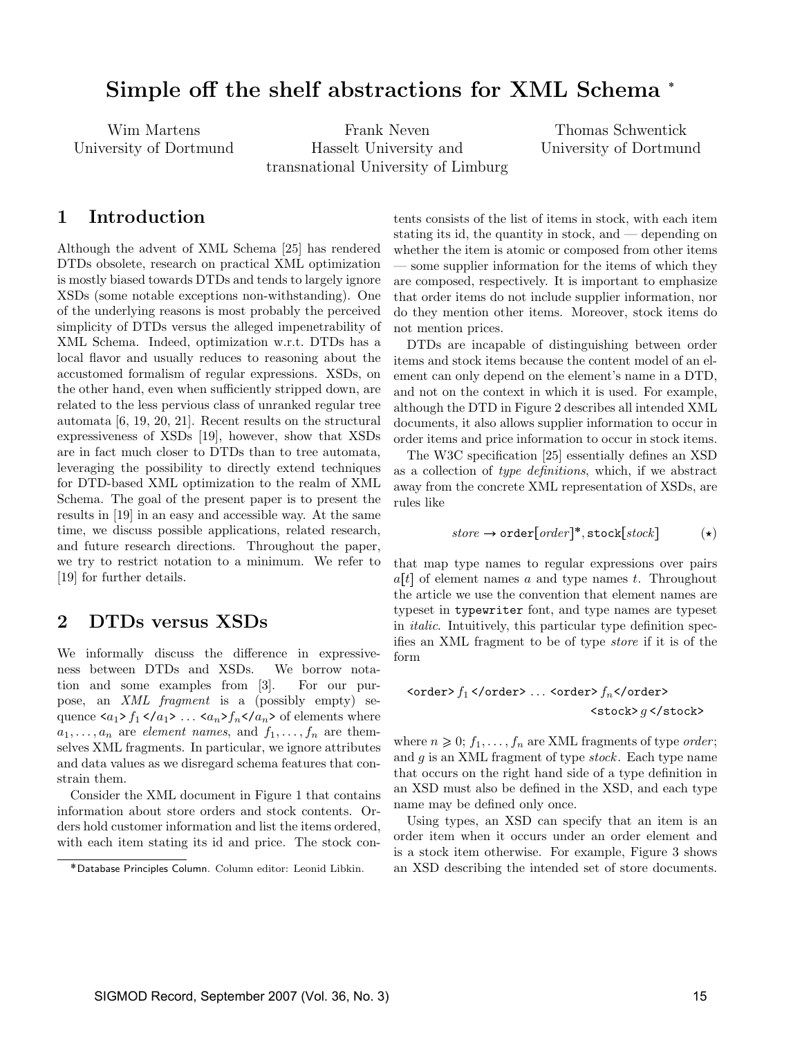# Simple off the shelf abstractions for XML Schema *

Wim Martens
University of Dortmund

Frank Neven
Hasselt University and
transnational University of Limburg

Thomas Schwentick
University of Dortmund

## 1 Introduction

Although the advent of XML Schema [25] has rendered DTDs obsolete, research on practical XML optimization is mostly biased towards DTDs and tends to largely ignore XSDs (some notable exceptions non-withstanding). One of the underlying reasons is most probably the perceived simplicity of DTDs versus the alleged impenetrability of XML Schema. Indeed, optimization w.r.t. DTDs has a local flavor and usually reduces to reasoning about the accustomed formalism of regular expressions. XSDs, on the other hand, even when sufficiently stripped down, are related to the less pervious class of unranked regular tree automata [6, 19, 20, 21]. Recent results on the structural expressiveness of XSDs [19], however, show that XSDs are in fact much closer to DTDs than to tree automata, leveraging the possibility to directly extend techniques for DTD-based XML optimization to the realm of XML Schema. The goal of the present paper is to present the results in [19] in an easy and accessible way. At the same time, we discuss possible applications, related research, and future research directions. Throughout the paper, we try to restrict notation to a minimum. We refer to [19] for further details.

## 2 DTDs versus XSDs

We informally discuss the difference in expressiveness between DTDs and XSDs. We borrow notation and some examples from [3]. For our purpose, an *XML fragment* is a (possibly empty) sequence `<`$a_1$`>` $f_1$ `</`$a_1$`>` ... `<`$a_n$`>`$f_n$`</`$a_n$`>` of elements where $a_1, \ldots, a_n$ are *element names*, and $f_1, \ldots, f_n$ are themselves XML fragments. In particular, we ignore attributes and data values as we disregard schema features that constrain them.

Consider the XML document in Figure 1 that contains information about store orders and stock contents. Orders hold customer information and list the items ordered, with each item stating its id and price. The stock contents consists of the list of items in stock, with each item stating its id, the quantity in stock, and — depending on whether the item is atomic or composed from other items — some supplier information for the items of which they are composed, respectively. It is important to emphasize that order items do not include supplier information, nor do they mention other items. Moreover, stock items do not mention prices.

DTDs are incapable of distinguishing between order items and stock items because the content model of an element can only depend on the element's name in a DTD, and not on the context in which it is used. For example, although the DTD in Figure 2 describes all intended XML documents, it also allows supplier information to occur in order items and price information to occur in stock items.

The W3C specification [25] essentially defines an XSD as a collection of *type definitions*, which, if we abstract away from the concrete XML representation of XSDs, are rules like

$$store \rightarrow \texttt{order}[order]^*, \texttt{stock}[stock] \qquad (\star)$$

that map type names to regular expressions over pairs $a[t]$ of element names $a$ and type names $t$. Throughout the article we use the convention that element names are typeset in `typewriter` font, and type names are typeset in *italic*. Intuitively, this particular type definition specifies an XML fragment to be of type *store* if it is of the form

`<order>` $f_1$ `</order>` ... `<order>` $f_n$`</order>` `<stock>` $g$ `</stock>`

where $n \geqslant 0$; $f_1, \ldots, f_n$ are XML fragments of type *order*; and $g$ is an XML fragment of type *stock*. Each type name that occurs on the right hand side of a type definition in an XSD must also be defined in the XSD, and each type name may be defined only once.

Using types, an XSD can specify that an item is an order item when it occurs under an order element and is a stock item otherwise. For example, Figure 3 shows an XSD describing the intended set of store documents.

*Database Principles Column. Column editor: Leonid Libkin.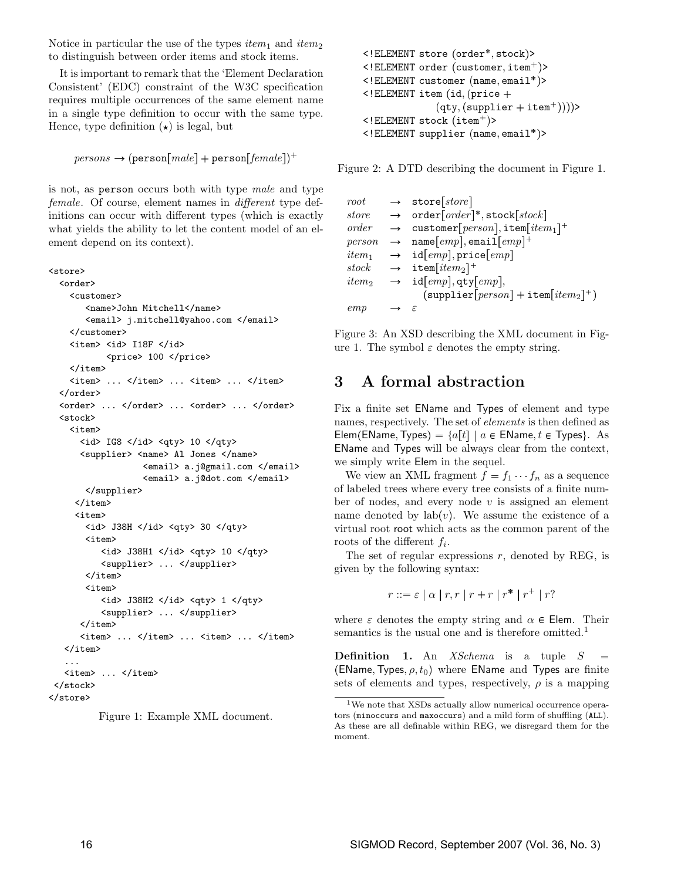Notice in particular the use of the types $item_1$ and $item_2$ to distinguish between order items and stock items.

It is important to remark that the 'Element Declaration Consistent' (EDC) constraint of the W3C specification requires multiple occurrences of the same element name in a single type definition to occur with the same type. Hence, type definition ($\star$) is legal, but

$$persons \rightarrow (\texttt{person}[male] + \texttt{person}[female])^+$$

is not, as person occurs both with type *male* and type *female*. Of course, element names in *different* type definitions can occur with different types (which is exactly what yields the ability to let the content model of an element depend on its context).

```
<store>
  <order>
    <customer>
       <name>John Mitchell</name>
       <email> j.mitchell@yahoo.com </email>
    </customer>
    <item> <id> I18F </id>
           <price> 100 </price>
    </item>
    <item> ... </item> ... <item> ... </item>
  </order>
  <order> ... </order> ... <order> ... </order>
  <stock>
    <item>
      <id> IG8 </id> <qty> 10 </qty>
      <supplier> <name> Al Jones </name>
                 <email> a.j@gmail.com </email>
                 <email> a.j@dot.com </email>
      </supplier>
    </item>
    <item>
      <id> J38H </id> <qty> 30 </qty>
      <item>
         <id> J38H1 </id> <qty> 10 </qty>
         <supplier> ... </supplier>
      </item>
      <item>
         <id> J38H2 </id> <qty> 1 </qty>
         <supplier> ... </supplier>
      </item>
      <item> ... </item> ... <item> ... </item>
   </item>
   ...
   <item> ... </item>
 </stock>
</store>
```

Figure 1: Example XML document.

```
<!ELEMENT store (order*, stock)>
<!ELEMENT order (customer, item+)>
<!ELEMENT customer (name, email*)>
<!ELEMENT item (id, (price +
              (qty, (supplier + item+))))>
<!ELEMENT stock (item+)>
<!ELEMENT supplier (name, email*)>
```

Figure 2: A DTD describing the document in Figure 1.

$$
\begin{array}{lcl}
root & \rightarrow & \texttt{store}[store] \\
store & \rightarrow & \texttt{order}[order]^*, \texttt{stock}[stock] \\
order & \rightarrow & \texttt{customer}[person], \texttt{item}[item_1]^+ \\
person & \rightarrow & \texttt{name}[emp], \texttt{email}[emp]^+ \\
item_1 & \rightarrow & \texttt{id}[emp], \texttt{price}[emp] \\
stock & \rightarrow & \texttt{item}[item_2]^+ \\
item_2 & \rightarrow & \texttt{id}[emp], \texttt{qty}[emp], \\
 & & \quad (\texttt{supplier}[person] + \texttt{item}[item_2]^+) \\
emp & \rightarrow & \varepsilon
\end{array}
$$

Figure 3: An XSD describing the XML document in Figure 1. The symbol $\varepsilon$ denotes the empty string.

## 3 A formal abstraction

Fix a finite set EName and Types of element and type names, respectively. The set of *elements* is then defined as $\mathsf{Elem}(\mathsf{EName}, \mathsf{Types}) = \{a[t] \mid a \in \mathsf{EName}, t \in \mathsf{Types}\}$. As EName and Types will be always clear from the context, we simply write Elem in the sequel.

We view an XML fragment $f = f_1 \cdots f_n$ as a sequence of labeled trees where every tree consists of a finite number of nodes, and every node $v$ is assigned an element name denoted by $\mathrm{lab}(v)$. We assume the existence of a virtual root root which acts as the common parent of the roots of the different $f_i$.

The set of regular expressions $r$, denoted by REG, is given by the following syntax:

$$r ::= \varepsilon \mid \alpha \mid r, r \mid r + r \mid r^* \mid r^+ \mid r?$$

where $\varepsilon$ denotes the empty string and $\alpha \in \mathsf{Elem}$. Their semantics is the usual one and is therefore omitted.[1]

**Definition 1.** An *XSchema* is a tuple $S = (\mathsf{EName}, \mathsf{Types}, \rho, t_0)$ where EName and Types are finite sets of elements and types, respectively, $\rho$ is a mapping

[1] We note that XSDs actually allow numerical occurrence operators (minoccurs and maxoccurs) and a mild form of shuffling (ALL). As these are all definable within REG, we disregard them for the moment.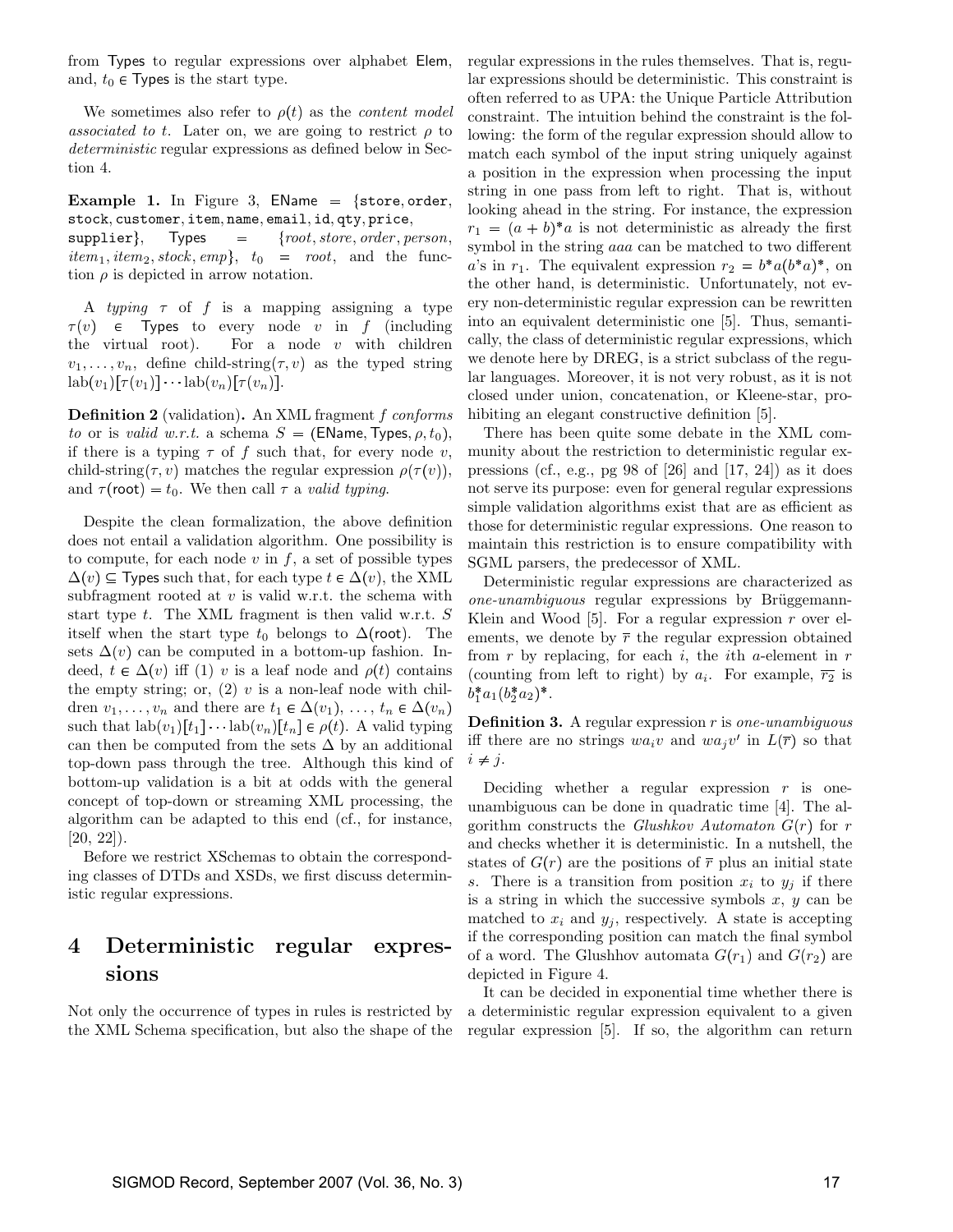from Types to regular expressions over alphabet Elem, and, $t_0 \in$ Types is the start type.

We sometimes also refer to $\rho(t)$ as the *content model associated to* $t$. Later on, we are going to restrict $\rho$ to *deterministic* regular expressions as defined below in Section 4.

**Example 1.** In Figure 3, EName = {store, order, stock, customer, item, name, email, id, qty, price, supplier}, Types = $\{root, store, order, person, item_1, item_2, stock, emp\}$, $t_0 = root$, and the function $\rho$ is depicted in arrow notation.

A *typing* $\tau$ of $f$ is a mapping assigning a type $\tau(v) \in$ Types to every node $v$ in $f$ (including the virtual root). For a node $v$ with children $v_1, \ldots, v_n$, define child-string$(\tau, v)$ as the typed string $\text{lab}(v_1)[\tau(v_1)] \cdots \text{lab}(v_n)[\tau(v_n)]$.

**Definition 2** (validation)**.** *An XML fragment $f$ conforms to or is valid w.r.t. a schema $S = (\text{EName}, \text{Types}, \rho, t_0)$, if there is a typing $\tau$ of $f$ such that, for every node $v$, child-string$(\tau, v)$ matches the regular expression $\rho(\tau(v))$, and $\tau(\text{root}) = t_0$. We then call $\tau$ a valid typing.*

Despite the clean formalization, the above definition does not entail a validation algorithm. One possibility is to compute, for each node $v$ in $f$, a set of possible types $\Delta(v) \subseteq$ Types such that, for each type $t \in \Delta(v)$, the XML subfragment rooted at $v$ is valid w.r.t. the schema with start type $t$. The XML fragment is then valid w.r.t. $S$ itself when the start type $t_0$ belongs to $\Delta(\text{root})$. The sets $\Delta(v)$ can be computed in a bottom-up fashion. Indeed, $t \in \Delta(v)$ iff (1) $v$ is a leaf node and $\rho(t)$ contains the empty string; or, (2) $v$ is a non-leaf node with children $v_1, \ldots, v_n$ and there are $t_1 \in \Delta(v_1), \ldots, t_n \in \Delta(v_n)$ such that $\text{lab}(v_1)[t_1] \cdots \text{lab}(v_n)[t_n] \in \rho(t)$. A valid typing can then be computed from the sets $\Delta$ by an additional top-down pass through the tree. Although this kind of bottom-up validation is a bit at odds with the general concept of top-down or streaming XML processing, the algorithm can be adapted to this end (cf., for instance, [20, 22]).

Before we restrict XSchemas to obtain the corresponding classes of DTDs and XSDs, we first discuss deterministic regular expressions.

# 4 Deterministic regular expressions

Not only the occurrence of types in rules is restricted by the XML Schema specification, but also the shape of the regular expressions in the rules themselves. That is, regular expressions should be deterministic. This constraint is often referred to as UPA: the Unique Particle Attribution constraint. The intuition behind the constraint is the following: the form of the regular expression should allow to match each symbol of the input string uniquely against a position in the expression when processing the input string in one pass from left to right. That is, without looking ahead in the string. For instance, the expression $r_1 = (a + b)^*a$ is not deterministic as already the first symbol in the string $aaa$ can be matched to two different $a$'s in $r_1$. The equivalent expression $r_2 = b^*a(b^*a)^*$, on the other hand, is deterministic. Unfortunately, not every non-deterministic regular expression can be rewritten into an equivalent deterministic one [5]. Thus, semantically, the class of deterministic regular expressions, which we denote here by DREG, is a strict subclass of the regular languages. Moreover, it is not very robust, as it is not closed under union, concatenation, or Kleene-star, prohibiting an elegant constructive definition [5].

There has been quite some debate in the XML community about the restriction to deterministic regular expressions (cf., e.g., pg 98 of [26] and [17, 24]) as it does not serve its purpose: even for general regular expressions simple validation algorithms exist that are as efficient as those for deterministic regular expressions. One reason to maintain this restriction is to ensure compatibility with SGML parsers, the predecessor of XML.

Deterministic regular expressions are characterized as *one-unambiguous* regular expressions by Brüggemann-Klein and Wood [5]. For a regular expression $r$ over elements, we denote by $\overline{r}$ the regular expression obtained from $r$ by replacing, for each $i$, the $i$th $a$-element in $r$ (counting from left to right) by $a_i$. For example, $\overline{r_2}$ is $b_1^*a_1(b_2^*a_2)^*$.

**Definition 3.** *A regular expression $r$ is one-unambiguous iff there are no strings $wa_iv$ and $wa_jv'$ in $L(\overline{r})$ so that $i \neq j$.*

Deciding whether a regular expression $r$ is one-unambiguous can be done in quadratic time [4]. The algorithm constructs the *Glushkov Automaton* $G(r)$ for $r$ and checks whether it is deterministic. In a nutshell, the states of $G(r)$ are the positions of $\overline{r}$ plus an initial state $s$. There is a transition from position $x_i$ to $y_j$ if there is a string in which the successive symbols $x$, $y$ can be matched to $x_i$ and $y_j$, respectively. A state is accepting if the corresponding position can match the final symbol of a word. The Glushhov automata $G(r_1)$ and $G(r_2)$ are depicted in Figure 4.

It can be decided in exponential time whether there is a deterministic regular expression equivalent to a given regular expression [5]. If so, the algorithm can return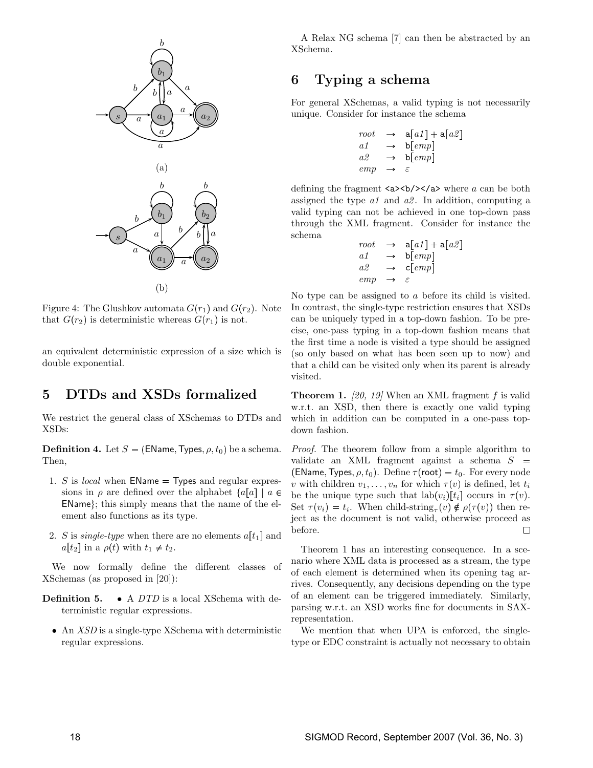(a)

(b)

Figure 4: The Glushkov automata $G(r_1)$ and $G(r_2)$. Note that $G(r_2)$ is deterministic whereas $G(r_1)$ is not.

an equivalent deterministic expression of a size which is double exponential.

# 5 DTDs and XSDs formalized

We restrict the general class of XSchemas to DTDs and XSDs:

**Definition 4.** Let $S = (\mathsf{EName}, \mathsf{Types}, \rho, t_0)$ be a schema. Then,

1. $S$ is *local* when $\mathsf{EName} = \mathsf{Types}$ and regular expressions in $\rho$ are defined over the alphabet $\{a[a] \mid a \in \mathsf{EName}\}$; this simply means that the name of the element also functions as its type.

2. $S$ is *single-type* when there are no elements $a[t_1]$ and $a[t_2]$ in a $\rho(t)$ with $t_1 \neq t_2$.

We now formally define the different classes of XSchemas (as proposed in [20]):

**Definition 5.**
- A *DTD* is a local XSchema with deterministic regular expressions.
- An *XSD* is a single-type XSchema with deterministic regular expressions.

A Relax NG schema [7] can then be abstracted by an XSchema.

# 6 Typing a schema

For general XSchemas, a valid typing is not necessarily unique. Consider for instance the schema

$$\begin{array}{lcl} root & \rightarrow & \mathsf{a}[a1] + \mathsf{a}[a2] \\ a1 & \rightarrow & \mathsf{b}[emp] \\ a2 & \rightarrow & \mathsf{b}[emp] \\ emp & \rightarrow & \varepsilon \end{array}$$

defining the fragment `<a><b/></a>` where $a$ can be both assigned the type $a1$ and $a2$. In addition, computing a valid typing can not be achieved in one top-down pass through the XML fragment. Consider for instance the schema

$$\begin{array}{lcl} root & \rightarrow & \mathsf{a}[a1] + \mathsf{a}[a2] \\ a1 & \rightarrow & \mathsf{b}[emp] \\ a2 & \rightarrow & \mathsf{c}[emp] \\ emp & \rightarrow & \varepsilon \end{array}$$

No type can be assigned to $a$ before its child is visited. In contrast, the single-type restriction ensures that XSDs can be uniquely typed in a top-down fashion. To be precise, one-pass typing in a top-down fashion means that the first time a node is visited a type should be assigned (so only based on what has been seen up to now) and that a child can be visited only when its parent is already visited.

**Theorem 1.** *[20, 19] When an XML fragment $f$ is valid w.r.t. an XSD, then there is exactly one valid typing which in addition can be computed in a one-pass top-down fashion.*

*Proof.* The theorem follow from a simple algorithm to validate an XML fragment against a schema $S = (\mathsf{EName}, \mathsf{Types}, \rho, t_0)$. Define $\tau(\mathsf{root}) = t_0$. For every node $v$ with children $v_1, \ldots, v_n$ for which $\tau(v)$ is defined, let $t_i$ be the unique type such that $\text{lab}(v_i)[t_i]$ occurs in $\tau(v)$. Set $\tau(v_i) = t_i$. When child-string$_\tau(v) \notin \rho(\tau(v))$ then reject as the document is not valid, otherwise proceed as before. □

Theorem 1 has an interesting consequence. In a scenario where XML data is processed as a stream, the type of each element is determined when its opening tag arrives. Consequently, any decisions depending on the type of an element can be triggered immediately. Similarly, parsing w.r.t. an XSD works fine for documents in SAX-representation.

We mention that when UPA is enforced, the single-type or EDC constraint is actually not necessary to obtain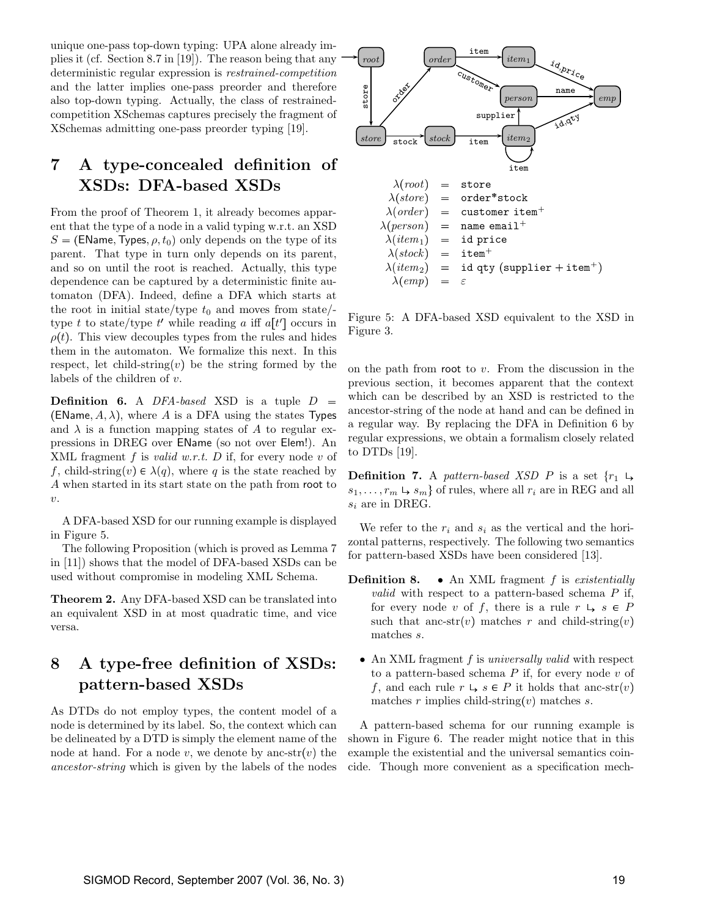unique one-pass top-down typing: UPA alone already implies it (cf. Section 8.7 in [19]). The reason being that any deterministic regular expression is *restrained-competition* and the latter implies one-pass preorder and therefore also top-down typing. Actually, the class of restrained-competition XSchemas captures precisely the fragment of XSchemas admitting one-pass preorder typing [19].

# 7 A type-concealed definition of XSDs: DFA-based XSDs

From the proof of Theorem 1, it already becomes apparent that the type of a node in a valid typing w.r.t. an XSD $S = (\mathsf{EName}, \mathsf{Types}, \rho, t_0)$ only depends on the type of its parent. That type in turn only depends on its parent, and so on until the root is reached. Actually, this type dependence can be captured by a deterministic finite automaton (DFA). Indeed, define a DFA which starts at the root in initial state/type $t_0$ and moves from state/type $t$ to state/type $t'$ while reading $a$ iff $a[t']$ occurs in $\rho(t)$. This view decouples types from the rules and hides them in the automaton. We formalize this next. In this respect, let child-string($v$) be the string formed by the labels of the children of $v$.

**Definition 6.** A *DFA-based* XSD is a tuple $D = (\mathsf{EName}, A, \lambda)$, where $A$ is a DFA using the states $\mathsf{Types}$ and $\lambda$ is a function mapping states of $A$ to regular expressions in DREG over $\mathsf{EName}$ (so not over $\mathsf{Elem!}$). An XML fragment $f$ is *valid w.r.t. D* if, for every node $v$ of $f$, child-string($v$) $\in \lambda(q)$, where $q$ is the state reached by $A$ when started in its start state on the path from root to $v$.

A DFA-based XSD for our running example is displayed in Figure 5.

The following Proposition (which is proved as Lemma 7 in [11]) shows that the model of DFA-based XSDs can be used without compromise in modeling XML Schema.

**Theorem 2.** Any DFA-based XSD can be translated into an equivalent XSD in at most quadratic time, and vice versa.

# 8 A type-free definition of XSDs: pattern-based XSDs

As DTDs do not employ types, the content model of a node is determined by its label. So, the context which can be delineated by a DTD is simply the element name of the node at hand. For a node $v$, we denote by anc-str($v$) the *ancestor-string* which is given by the labels of the nodes

$$
\begin{aligned}
\lambda(root) &= \texttt{store} \\
\lambda(store) &= \texttt{order*stock} \\
\lambda(order) &= \texttt{customer item}^+ \\
\lambda(person) &= \texttt{name email}^+ \\
\lambda(item_1) &= \texttt{id price} \\
\lambda(stock) &= \texttt{item}^+ \\
\lambda(item_2) &= \texttt{id qty (supplier + item}^+) \\
\lambda(emp) &= \varepsilon
\end{aligned}
$$

Figure 5: A DFA-based XSD equivalent to the XSD in Figure 3.

on the path from root to $v$. From the discussion in the previous section, it becomes apparent that the context which can be described by an XSD is restricted to the ancestor-string of the node at hand and can be defined in a regular way. By replacing the DFA in Definition 6 by regular expressions, we obtain a formalism closely related to DTDs [19].

**Definition 7.** A *pattern-based XSD* $P$ is a set $\{r_1 \hookrightarrow s_1, \ldots, r_m \hookrightarrow s_m\}$ of rules, where all $r_i$ are in REG and all $s_i$ are in DREG.

We refer to the $r_i$ and $s_i$ as the vertical and the horizontal patterns, respectively. The following two semantics for pattern-based XSDs have been considered [13].

**Definition 8.**

- An XML fragment $f$ is *existentially valid* with respect to a pattern-based schema $P$ if, for every node $v$ of $f$, there is a rule $r \hookrightarrow s \in P$ such that anc-str($v$) matches $r$ and child-string($v$) matches $s$.
- An XML fragment $f$ is *universally valid* with respect to a pattern-based schema $P$ if, for every node $v$ of $f$, and each rule $r \hookrightarrow s \in P$ it holds that anc-str($v$) matches $r$ implies child-string($v$) matches $s$.

A pattern-based schema for our running example is shown in Figure 6. The reader might notice that in this example the existential and the universal semantics coincide. Though more convenient as a specification mech-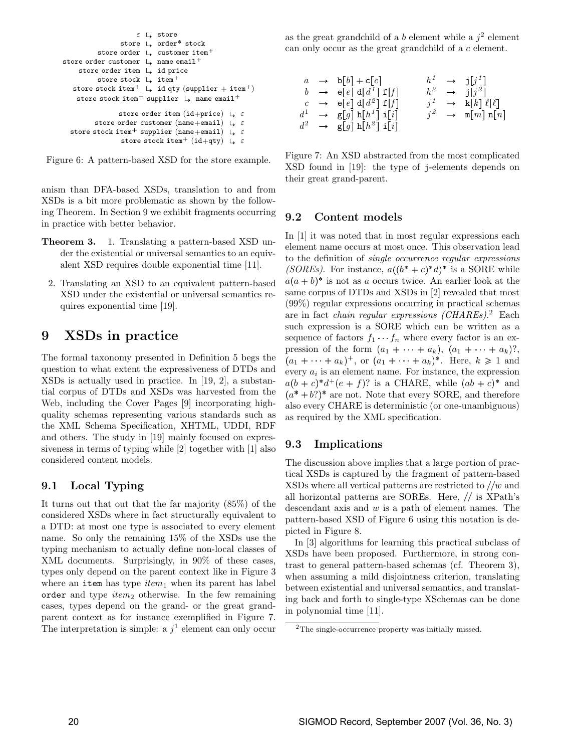$$
\begin{array}{rcl}
\varepsilon & \hookrightarrow & \texttt{store} \\
\texttt{store} & \hookrightarrow & \texttt{order* stock} \\
\texttt{store order} & \hookrightarrow & \texttt{customer item}^+ \\
\texttt{store order customer} & \hookrightarrow & \texttt{name email}^+ \\
\texttt{store order item} & \hookrightarrow & \texttt{id price} \\
\texttt{store stock} & \hookrightarrow & \texttt{item}^+ \\
\texttt{store stock item}^+ & \hookrightarrow & \texttt{id qty (supplier + item}^+\texttt{)} \\
\texttt{store stock item}^+ \texttt{ supplier} & \hookrightarrow & \texttt{name email}^+ \\
\\
\texttt{store order item (id+price)} & \hookrightarrow & \varepsilon \\
\texttt{store order customer (name+email)} & \hookrightarrow & \varepsilon \\
\texttt{store stock item}^+ \texttt{ supplier (name+email)} & \hookrightarrow & \varepsilon \\
\texttt{store stock item}^+ \texttt{ (id+qty)} & \hookrightarrow & \varepsilon
\end{array}
$$

Figure 6: A pattern-based XSD for the store example.

anism than DFA-based XSDs, translation to and from XSDs is a bit more problematic as shown by the following Theorem. In Section 9 we exhibit fragments occurring in practice with better behavior.

**Theorem 3.**
1. Translating a pattern-based XSD under the existential or universal semantics to an equivalent XSD requires double exponential time [11].
2. Translating an XSD to an equivalent pattern-based XSD under the existential or universal semantics requires exponential time [19].

# 9 XSDs in practice

The formal taxonomy presented in Definition 5 begs the question to what extent the expressiveness of DTDs and XSDs is actually used in practice. In [19, 2], a substantial corpus of DTDs and XSDs was harvested from the Web, including the Cover Pages [9] incorporating high-quality schemas representing various standards such as the XML Schema Specification, XHTML, UDDI, RDF and others. The study in [19] mainly focused on expressiveness in terms of typing while [2] together with [1] also considered content models.

## 9.1 Local Typing

It turns out that out that the far majority (85%) of the considered XSDs where in fact structurally equivalent to a DTD: at most one type is associated to every element name. So only the remaining 15% of the XSDs use the typing mechanism to actually define non-local classes of XML documents. Surprisingly, in 90% of these cases, types only depend on the parent context like in Figure 3 where an item has type $item_1$ when its parent has label order and type $item_2$ otherwise. In the few remaining cases, types depend on the grand- or the great grandparent context as for instance exemplified in Figure 7. The interpretation is simple: a $j^1$ element can only occur as the great grandchild of a $b$ element while a $j^2$ element can only occur as the great grandchild of a $c$ element.

$$
\begin{array}{lcl@{\qquad}lcl}
a & \rightarrow & \mathtt{b}[b] + \mathtt{c}[c] & h^1 & \rightarrow & \mathtt{j}[j^1] \\
b & \rightarrow & \mathtt{e}[e]\ \mathtt{d}[d^1]\ \mathtt{f}[f] & h^2 & \rightarrow & \mathtt{j}[j^2] \\
c & \rightarrow & \mathtt{e}[e]\ \mathtt{d}[d^2]\ \mathtt{f}[f] & j^1 & \rightarrow & \mathtt{k}[k]\ \ell[\ell] \\
d^1 & \rightarrow & \mathtt{g}[g]\ \mathtt{h}[h^1]\ \mathtt{i}[i] & j^2 & \rightarrow & \mathtt{m}[m]\ \mathtt{n}[n] \\
d^2 & \rightarrow & \mathtt{g}[g]\ \mathtt{h}[h^2]\ \mathtt{i}[i] & & &
\end{array}
$$

Figure 7: An XSD abstracted from the most complicated XSD found in [19]: the type of j-elements depends on their great grand-parent.

## 9.2 Content models

In [1] it was noted that in most regular expressions each element name occurs at most once. This observation lead to the definition of *single occurrence regular expressions (SOREs)*. For instance, $a((b^* + c)^* d)^*$ is a SORE while $a(a + b)^*$ is not as $a$ occurs twice. An earlier look at the same corpus of DTDs and XSDs in [2] revealed that most (99%) regular expressions occurring in practical schemas are in fact *chain regular expressions (CHAREs)*.[2] Each such expression is a SORE which can be written as a sequence of factors $f_1 \cdots f_n$ where every factor is an expression of the form $(a_1 + \cdots + a_k)$, $(a_1 + \cdots + a_k)?$, $(a_1 + \cdots + a_k)^+$, or $(a_1 + \cdots + a_k)^*$. Here, $k \geqslant 1$ and every $a_i$ is an element name. For instance, the expression $a(b + c)^* d^+(e + f)?$ is a CHARE, while $(ab + c)^*$ and $(a^* + b?)^*$ are not. Note that every SORE, and therefore also every CHARE is deterministic (or one-unambiguous) as required by the XML specification.

## 9.3 Implications

The discussion above implies that a large portion of practical XSDs is captured by the fragment of pattern-based XSDs where all vertical patterns are restricted to $//w$ and all horizontal patterns are SOREs. Here, $//$ is XPath's descendant axis and $w$ is a path of element names. The pattern-based XSD of Figure 6 using this notation is depicted in Figure 8.

In [3] algorithms for learning this practical subclass of XSDs have been proposed. Furthermore, in strong contrast to general pattern-based schemas (cf. Theorem 3), when assuming a mild disjointness criterion, translating between existential and universal semantics, and translating back and forth to single-type XSchemas can be done in polynomial time [11].

[2]The single-occurrence property was initially missed.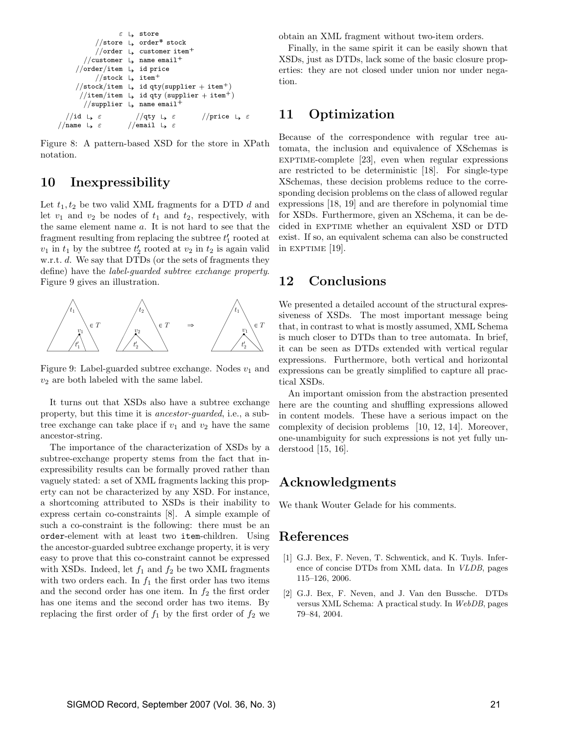```
              ε ↳ store
         //store ↳ order* stock
         //order ↳ customer item+
      //customer ↳ name email+
    //order/item ↳ id price
         //stock ↳ item+
    //stock/item ↳ id qty(supplier + item+)
     //item/item ↳ id qty (supplier + item+)
      //supplier ↳ name email+

   //id ↳ ε        //qty ↳ ε       //price ↳ ε
 //name ↳ ε      //email ↳ ε
```

Figure 8: A pattern-based XSD for the store in XPath notation.

## 10 Inexpressibility

Let $t_1, t_2$ be two valid XML fragments for a DTD $d$ and let $v_1$ and $v_2$ be nodes of $t_1$ and $t_2$, respectively, with the same element name $a$. It is not hard to see that the fragment resulting from replacing the subtree $t_1'$ rooted at $v_1$ in $t_1$ by the subtree $t_2'$ rooted at $v_2$ in $t_2$ is again valid w.r.t. $d$. We say that DTDs (or the sets of fragments they define) have the *label-guarded subtree exchange property*. Figure 9 gives an illustration.

Figure 9: Label-guarded subtree exchange. Nodes $v_1$ and $v_2$ are both labeled with the same label.

It turns out that XSDs also have a subtree exchange property, but this time it is *ancestor-guarded*, i.e., a subtree exchange can take place if $v_1$ and $v_2$ have the same ancestor-string.

The importance of the characterization of XSDs by a subtree-exchange property stems from the fact that inexpressibility results can be formally proved rather than vaguely stated: a set of XML fragments lacking this property can not be characterized by any XSD. For instance, a shortcoming attributed to XSDs is their inability to express certain co-constraints [8]. A simple example of such a co-constraint is the following: there must be an order-element with at least two item-children. Using the ancestor-guarded subtree exchange property, it is very easy to prove that this co-constraint cannot be expressed with XSDs. Indeed, let $f_1$ and $f_2$ be two XML fragments with two orders each. In $f_1$ the first order has two items and the second order has one item. In $f_2$ the first order has one items and the second order has two items. By replacing the first order of $f_1$ by the first order of $f_2$ we obtain an XML fragment without two-item orders.

Finally, in the same spirit it can be easily shown that XSDs, just as DTDs, lack some of the basic closure properties: they are not closed under union nor under negation.

## 11 Optimization

Because of the correspondence with regular tree automata, the inclusion and equivalence of XSchemas is EXPTIME-complete [23], even when regular expressions are restricted to be deterministic [18]. For single-type XSchemas, these decision problems reduce to the corresponding decision problems on the class of allowed regular expressions [18, 19] and are therefore in polynomial time for XSDs. Furthermore, given an XSchema, it can be decided in EXPTIME whether an equivalent XSD or DTD exist. If so, an equivalent schema can also be constructed in EXPTIME [19].

## 12 Conclusions

We presented a detailed account of the structural expressiveness of XSDs. The most important message being that, in contrast to what is mostly assumed, XML Schema is much closer to DTDs than to tree automata. In brief, it can be seen as DTDs extended with vertical regular expressions. Furthermore, both vertical and horizontal expressions can be greatly simplified to capture all practical XSDs.

An important omission from the abstraction presented here are the counting and shuffling expressions allowed in content models. These have a serious impact on the complexity of decision problems [10, 12, 14]. Moreover, one-unambiguity for such expressions is not yet fully understood [15, 16].

## Acknowledgments

We thank Wouter Gelade for his comments.

## References

[1] G.J. Bex, F. Neven, T. Schwentick, and K. Tuyls. Inference of concise DTDs from XML data. In *VLDB*, pages 115–126, 2006.

[2] G.J. Bex, F. Neven, and J. Van den Bussche. DTDs versus XML Schema: A practical study. In *WebDB*, pages 79–84, 2004.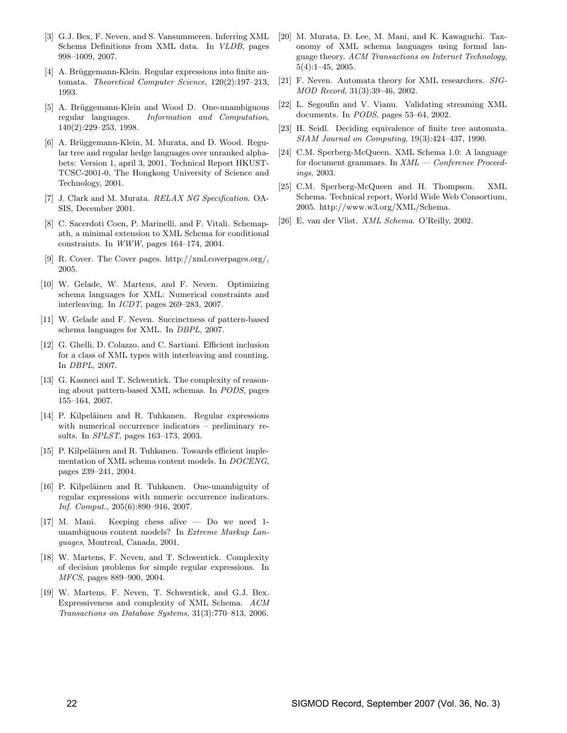[3] G.J. Bex, F. Neven, and S. Vansummeren. Inferring XML Schema Definitions from XML data. In *VLDB*, pages 998–1009, 2007.

[4] A. Brüggemann-Klein. Regular expressions into finite automata. *Theoretical Computer Science*, 120(2):197–213, 1993.

[5] A. Brüggemann-Klein and Wood D. One-unambiguous regular languages. *Information and Computation*, 140(2):229–253, 1998.

[6] A. Brüggemann-Klein, M. Murata, and D. Wood. Regular tree and regular hedge languages over unranked alphabets: Version 1, april 3, 2001. Technical Report HKUST-TCSC-2001-0, The Hongkong University of Science and Technology, 2001.

[7] J. Clark and M. Murata. *RELAX NG Specification*. OASIS, December 2001.

[8] C. Sacerdoti Coen, P. Marinelli, and F. Vitali. Schemapath, a minimal extension to XML Schema for conditional constraints. In *WWW*, pages 164–174, 2004.

[9] R. Cover. The Cover pages. http://xml.coverpages.org/, 2005.

[10] W. Gelade, W. Martens, and F. Neven. Optimizing schema languages for XML: Numerical constraints and interleaving. In *ICDT*, pages 269–283, 2007.

[11] W. Gelade and F. Neven. Succinctness of pattern-based schema languages for XML. In *DBPL*, 2007.

[12] G. Ghelli, D. Colazzo, and C. Sartiani. Efficient inclusion for a class of XML types with interleaving and counting. In *DBPL*, 2007.

[13] G. Kasneci and T. Schwentick. The complexity of reasoning about pattern-based XML schemas. In *PODS*, pages 155–164, 2007.

[14] P. Kilpeläinen and R. Tuhkanen. Regular expressions with numerical occurrence indicators – preliminary results. In *SPLST*, pages 163–173, 2003.

[15] P. Kilpeläinen and R. Tuhkanen. Towards efficient implementation of XML schema content models. In *DOCENG*, pages 239–241, 2004.

[16] P. Kilpeläinen and R. Tuhkanen. One-unambiguity of regular expressions with numeric occurrence indicators. *Inf. Comput.*, 205(6):890–916, 2007.

[17] M. Mani. Keeping chess alive — Do we need 1-unambiguous content models? In *Extreme Markup Languages*, Montreal, Canada, 2001.

[18] W. Martens, F. Neven, and T. Schwentick. Complexity of decision problems for simple regular expressions. In *MFCS*, pages 889–900, 2004.

[19] W. Martens, F. Neven, T. Schwentick, and G.J. Bex. Expressiveness and complexity of XML Schema. *ACM Transactions on Database Systems*, 31(3):770–813, 2006.

[20] M. Murata, D. Lee, M. Mani, and K. Kawaguchi. Taxonomy of XML schema languages using formal language theory. *ACM Transactions on Internet Technology*, 5(4):1–45, 2005.

[21] F. Neven. Automata theory for XML researchers. *SIGMOD Record*, 31(3):39–46, 2002.

[22] L. Segoufin and V. Vianu. Validating streaming XML documents. In *PODS*, pages 53–64, 2002.

[23] H. Seidl. Deciding equivalence of finite tree automata. *SIAM Journal on Computing*, 19(3):424–437, 1990.

[24] C.M. Sperberg-McQueen. XML Schema 1.0: A language for document grammars. In *XML — Conference Proceedings*, 2003.

[25] C.M. Sperberg-McQueen and H. Thompson. XML Schema. Technical report, World Wide Web Consortium, 2005. http://www.w3.org/XML/Schema.

[26] E. van der Vlist. *XML Schema*. O'Reilly, 2002.